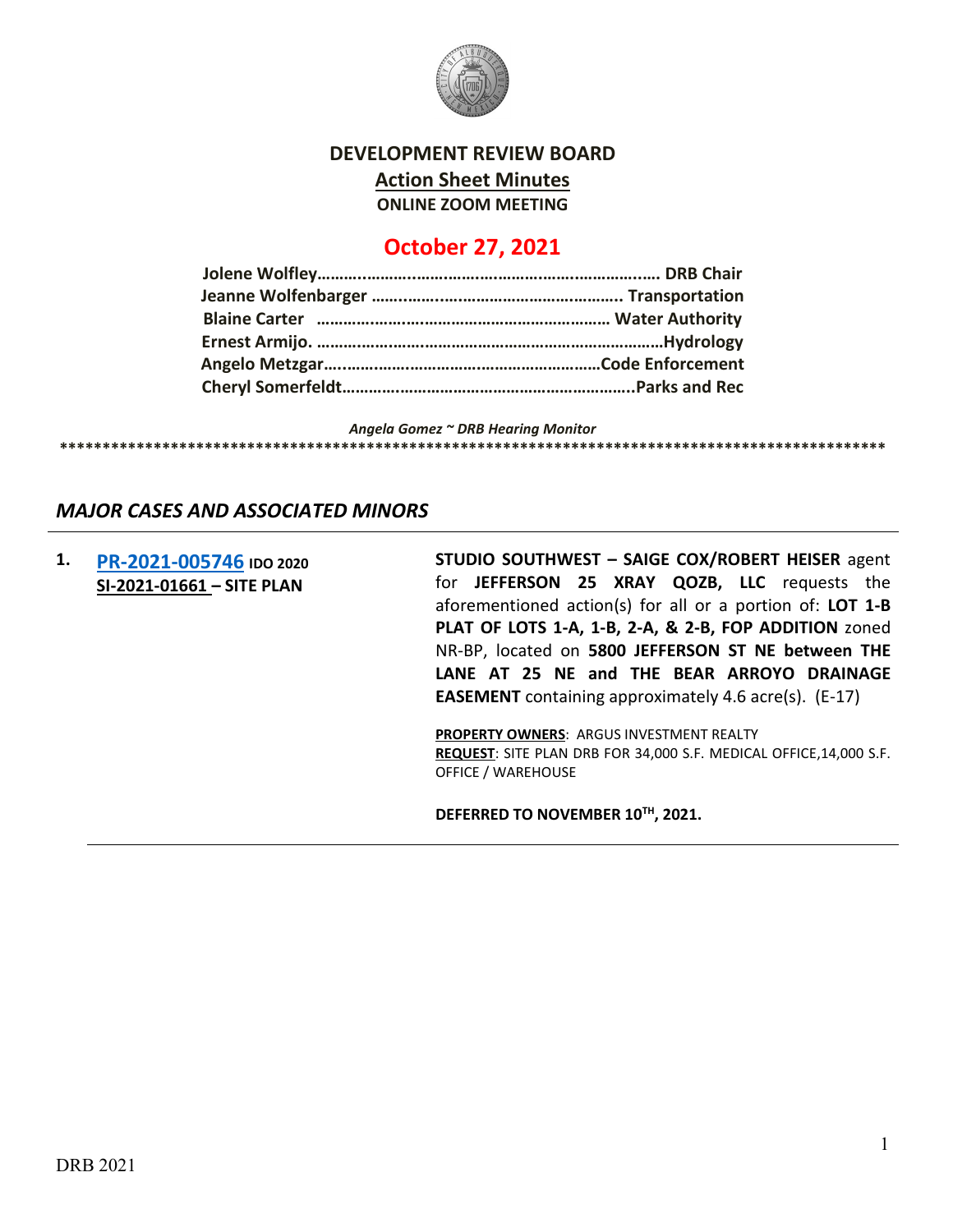# DEVELOPMENT REVIEW BOARD

## Action Sheet Minutes

### ONLINE ZOOM MEETING

## October 27, 2021

**Jolene Wolfley……………………………………………………………. DRB Chair**
**Jeanne Wolfenbarger ……………………………………………….. Transportation**
**Blaine Carter ……………………………………………………… Water Authority**
**Ernest Armijo. …………………………………………………………………Hydrology**
**Angelo Metzgar…………………………………………………………Code Enforcement**
**Cheryl Somerfeldt……………………………………………………………..Parks and Rec**

*Angela Gomez ~ DRB Hearing Monitor*

****************************************************************************************************

## *MAJOR CASES AND ASSOCIATED MINORS*

**1. PR-2021-005746 IDO 2020**
**SI-2021-01661 – SITE PLAN**

**STUDIO SOUTHWEST – SAIGE COX/ROBERT HEISER** agent for **JEFFERSON 25 XRAY QOZB, LLC** requests the aforementioned action(s) for all or a portion of: **LOT 1-B PLAT OF LOTS 1-A, 1-B, 2-A, & 2-B, FOP ADDITION** zoned NR-BP, located on **5800 JEFFERSON ST NE between THE LANE AT 25 NE and THE BEAR ARROYO DRAINAGE EASEMENT** containing approximately 4.6 acre(s). (E-17)

**PROPERTY OWNERS**: ARGUS INVESTMENT REALTY
**REQUEST**: SITE PLAN DRB FOR 34,000 S.F. MEDICAL OFFICE,14,000 S.F. OFFICE / WAREHOUSE

**DEFERRED TO NOVEMBER 10TH, 2021.**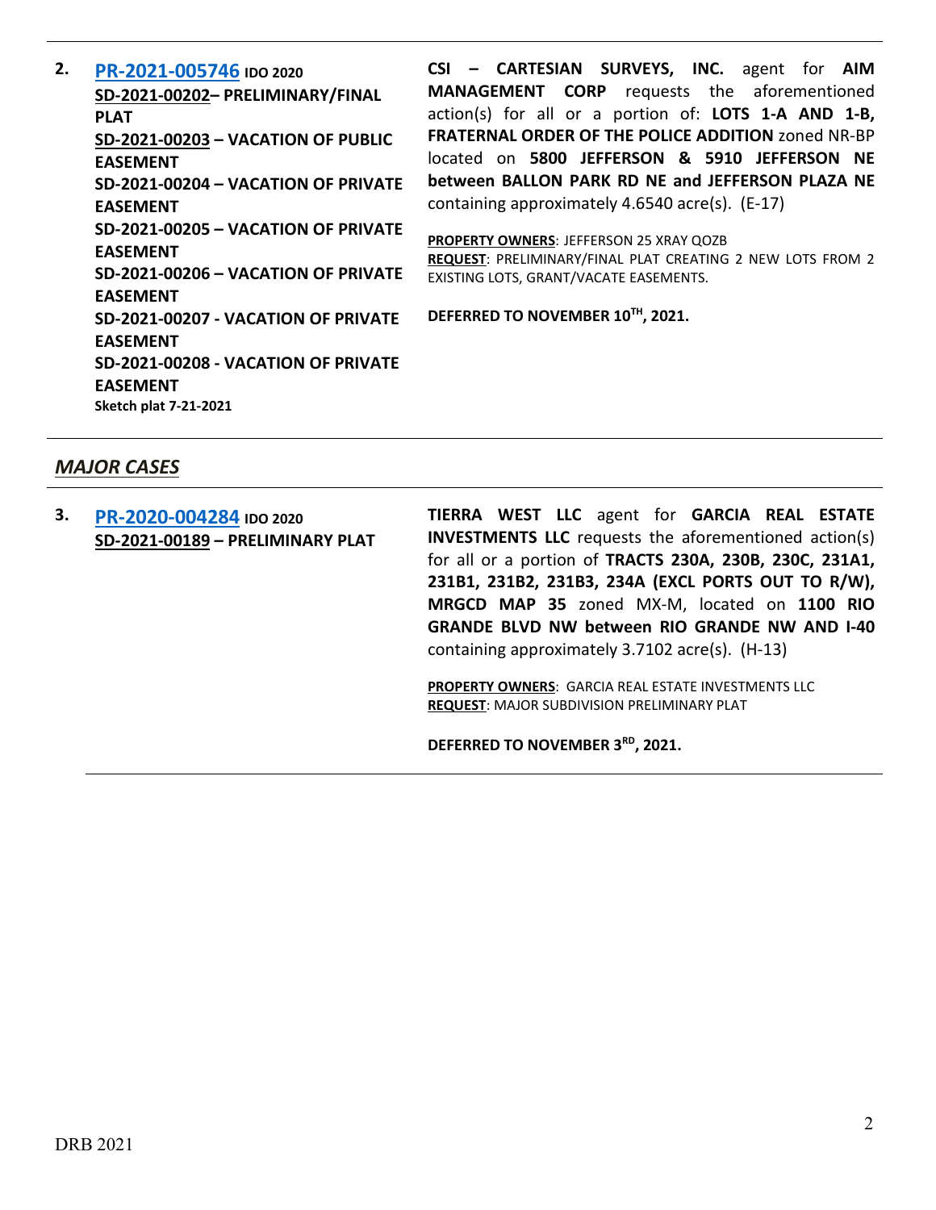**2.** **PR-2021-005746** **IDO 2020**
**SD-2021-00202– PRELIMINARY/FINAL PLAT**
**SD-2021-00203 – VACATION OF PUBLIC EASEMENT**
**SD-2021-00204 – VACATION OF PRIVATE EASEMENT**
**SD-2021-00205 – VACATION OF PRIVATE EASEMENT**
**SD-2021-00206 – VACATION OF PRIVATE EASEMENT**
**SD-2021-00207 - VACATION OF PRIVATE EASEMENT**
**SD-2021-00208 - VACATION OF PRIVATE EASEMENT**
**Sketch plat 7-21-2021**

**CSI – CARTESIAN SURVEYS, INC.** agent for **AIM MANAGEMENT CORP** requests the aforementioned action(s) for all or a portion of: **LOTS 1-A AND 1-B, FRATERNAL ORDER OF THE POLICE ADDITION** zoned NR-BP located on **5800 JEFFERSON & 5910 JEFFERSON NE between BALLON PARK RD NE and JEFFERSON PLAZA NE** containing approximately 4.6540 acre(s). (E-17)

**PROPERTY OWNERS**: JEFFERSON 25 XRAY QOZB
**REQUEST**: PRELIMINARY/FINAL PLAT CREATING 2 NEW LOTS FROM 2 EXISTING LOTS, GRANT/VACATE EASEMENTS.

**DEFERRED TO NOVEMBER 10TH, 2021.**

## *MAJOR CASES*

**3.** **PR-2020-004284** **IDO 2020**
**SD-2021-00189 – PRELIMINARY PLAT**

**TIERRA WEST LLC** agent for **GARCIA REAL ESTATE INVESTMENTS LLC** requests the aforementioned action(s) for all or a portion of **TRACTS 230A, 230B, 230C, 231A1, 231B1, 231B2, 231B3, 234A (EXCL PORTS OUT TO R/W), MRGCD MAP 35** zoned MX-M, located on **1100 RIO GRANDE BLVD NW between RIO GRANDE NW AND I-40** containing approximately 3.7102 acre(s). (H-13)

**PROPERTY OWNERS**: GARCIA REAL ESTATE INVESTMENTS LLC
**REQUEST**: MAJOR SUBDIVISION PRELIMINARY PLAT

**DEFERRED TO NOVEMBER 3RD, 2021.**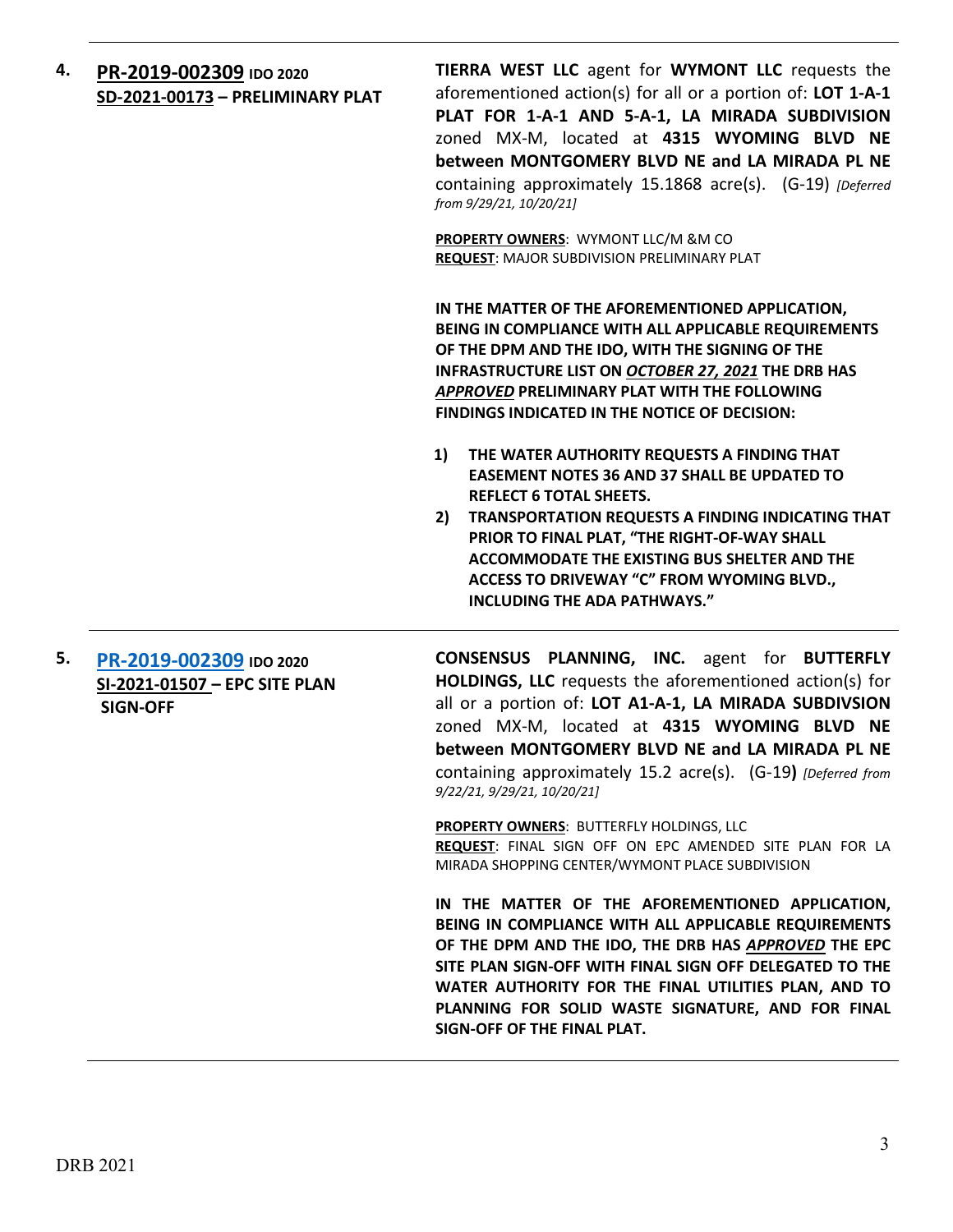**4.** **PR-2019-002309** **IDO 2020**
**SD-2021-00173 – PRELIMINARY PLAT**

**TIERRA WEST LLC** agent for **WYMONT LLC** requests the aforementioned action(s) for all or a portion of: **LOT 1-A-1 PLAT FOR 1-A-1 AND 5-A-1, LA MIRADA SUBDIVISION** zoned MX-M, located at **4315 WYOMING BLVD NE between MONTGOMERY BLVD NE and LA MIRADA PL NE** containing approximately 15.1868 acre(s). (G-19) *[Deferred from 9/29/21, 10/20/21]*

**PROPERTY OWNERS**: WYMONT LLC/M &M CO
**REQUEST**: MAJOR SUBDIVISION PRELIMINARY PLAT

**IN THE MATTER OF THE AFOREMENTIONED APPLICATION, BEING IN COMPLIANCE WITH ALL APPLICABLE REQUIREMENTS OF THE DPM AND THE IDO, WITH THE SIGNING OF THE INFRASTRUCTURE LIST ON *OCTOBER 27, 2021* THE DRB HAS *APPROVED* PRELIMINARY PLAT WITH THE FOLLOWING FINDINGS INDICATED IN THE NOTICE OF DECISION:**

1) **THE WATER AUTHORITY REQUESTS A FINDING THAT EASEMENT NOTES 36 AND 37 SHALL BE UPDATED TO REFLECT 6 TOTAL SHEETS.**
2) **TRANSPORTATION REQUESTS A FINDING INDICATING THAT PRIOR TO FINAL PLAT, "THE RIGHT-OF-WAY SHALL ACCOMMODATE THE EXISTING BUS SHELTER AND THE ACCESS TO DRIVEWAY "C" FROM WYOMING BLVD., INCLUDING THE ADA PATHWAYS."**

---

**5.** **PR-2019-002309** **IDO 2020**
**SI-2021-01507 – EPC SITE PLAN SIGN-OFF**

**CONSENSUS PLANNING, INC.** agent for **BUTTERFLY HOLDINGS, LLC** requests the aforementioned action(s) for all or a portion of: **LOT A1-A-1, LA MIRADA SUBDIVSION** zoned MX-M, located at **4315 WYOMING BLVD NE between MONTGOMERY BLVD NE and LA MIRADA PL NE** containing approximately 15.2 acre(s). (G-19**)** *[Deferred from 9/22/21, 9/29/21, 10/20/21]*

**PROPERTY OWNERS**: BUTTERFLY HOLDINGS, LLC
**REQUEST**: FINAL SIGN OFF ON EPC AMENDED SITE PLAN FOR LA MIRADA SHOPPING CENTER/WYMONT PLACE SUBDIVISION

**IN THE MATTER OF THE AFOREMENTIONED APPLICATION, BEING IN COMPLIANCE WITH ALL APPLICABLE REQUIREMENTS OF THE DPM AND THE IDO, THE DRB HAS *APPROVED* THE EPC SITE PLAN SIGN-OFF WITH FINAL SIGN OFF DELEGATED TO THE WATER AUTHORITY FOR THE FINAL UTILITIES PLAN, AND TO PLANNING FOR SOLID WASTE SIGNATURE, AND FOR FINAL SIGN-OFF OF THE FINAL PLAT.**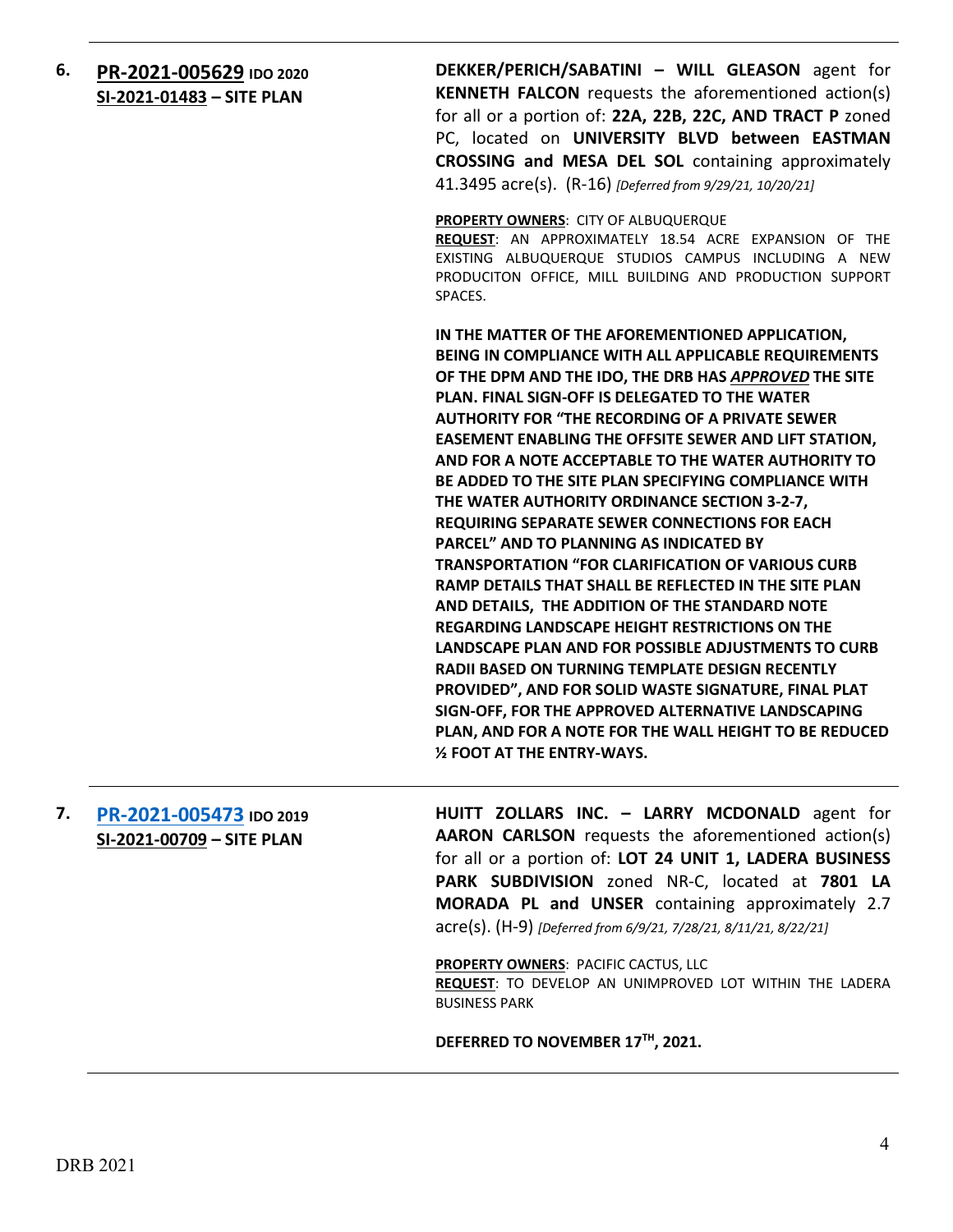**6. PR-2021-005629** IDO 2020
**SI-2021-01483 – SITE PLAN**

**DEKKER/PERICH/SABATINI – WILL GLEASON** agent for **KENNETH FALCON** requests the aforementioned action(s) for all or a portion of: **22A, 22B, 22C, AND TRACT P** zoned PC, located on **UNIVERSITY BLVD between EASTMAN CROSSING and MESA DEL SOL** containing approximately 41.3495 acre(s). (R-16) *[Deferred from 9/29/21, 10/20/21]*

**PROPERTY OWNERS**: CITY OF ALBUQUERQUE
**REQUEST**: AN APPROXIMATELY 18.54 ACRE EXPANSION OF THE EXISTING ALBUQUERQUE STUDIOS CAMPUS INCLUDING A NEW PRODUCITON OFFICE, MILL BUILDING AND PRODUCTION SUPPORT SPACES.

**IN THE MATTER OF THE AFOREMENTIONED APPLICATION, BEING IN COMPLIANCE WITH ALL APPLICABLE REQUIREMENTS OF THE DPM AND THE IDO, THE DRB HAS *APPROVED* THE SITE PLAN. FINAL SIGN-OFF IS DELEGATED TO THE WATER AUTHORITY FOR "THE RECORDING OF A PRIVATE SEWER EASEMENT ENABLING THE OFFSITE SEWER AND LIFT STATION, AND FOR A NOTE ACCEPTABLE TO THE WATER AUTHORITY TO BE ADDED TO THE SITE PLAN SPECIFYING COMPLIANCE WITH THE WATER AUTHORITY ORDINANCE SECTION 3-2-7, REQUIRING SEPARATE SEWER CONNECTIONS FOR EACH PARCEL" AND TO PLANNING AS INDICATED BY TRANSPORTATION "FOR CLARIFICATION OF VARIOUS CURB RAMP DETAILS THAT SHALL BE REFLECTED IN THE SITE PLAN AND DETAILS, THE ADDITION OF THE STANDARD NOTE REGARDING LANDSCAPE HEIGHT RESTRICTIONS ON THE LANDSCAPE PLAN AND FOR POSSIBLE ADJUSTMENTS TO CURB RADII BASED ON TURNING TEMPLATE DESIGN RECENTLY PROVIDED", AND FOR SOLID WASTE SIGNATURE, FINAL PLAT SIGN-OFF, FOR THE APPROVED ALTERNATIVE LANDSCAPING PLAN, AND FOR A NOTE FOR THE WALL HEIGHT TO BE REDUCED ½ FOOT AT THE ENTRY-WAYS.**

---

**7. PR-2021-005473** IDO 2019
**SI-2021-00709 – SITE PLAN**

**HUITT ZOLLARS INC. – LARRY MCDONALD** agent for **AARON CARLSON** requests the aforementioned action(s) for all or a portion of: **LOT 24 UNIT 1, LADERA BUSINESS PARK SUBDIVISION** zoned NR-C, located at **7801 LA MORADA PL and UNSER** containing approximately 2.7 acre(s). (H-9) *[Deferred from 6/9/21, 7/28/21, 8/11/21, 8/22/21]*

**PROPERTY OWNERS**: PACIFIC CACTUS, LLC
**REQUEST**: TO DEVELOP AN UNIMPROVED LOT WITHIN THE LADERA BUSINESS PARK

**DEFERRED TO NOVEMBER 17TH, 2021.**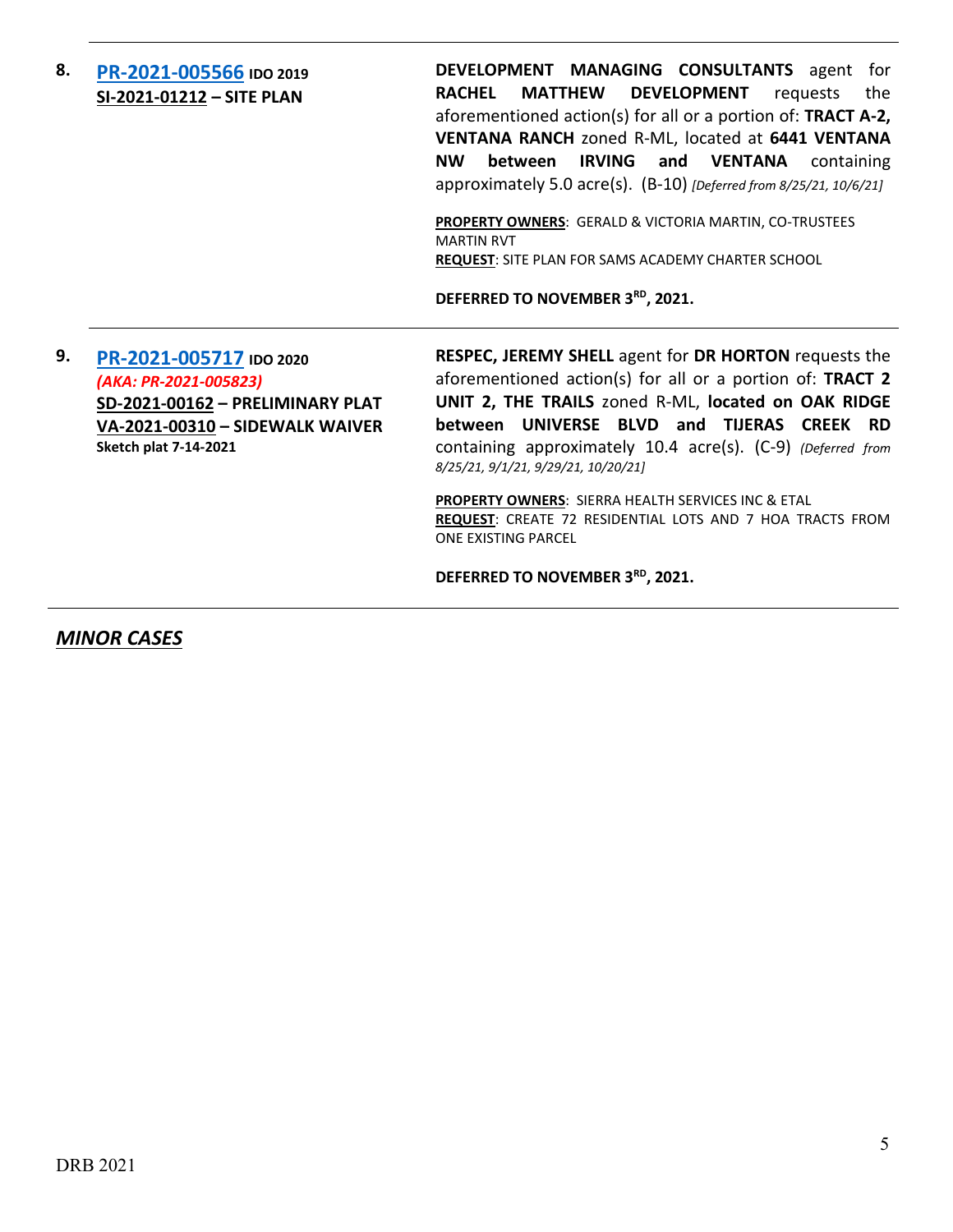| | | |
|---|---|---|
| **8.** | **PR-2021-005566** **IDO 2019**<br>**SI-2021-01212 – SITE PLAN** | **DEVELOPMENT MANAGING CONSULTANTS** agent for **RACHEL MATTHEW DEVELOPMENT** requests the aforementioned action(s) for all or a portion of: **TRACT A-2, VENTANA RANCH** zoned R-ML, located at **6441 VENTANA NW between IRVING and VENTANA** containing approximately 5.0 acre(s). (B-10) *[Deferred from 8/25/21, 10/6/21]*<br><br>**PROPERTY OWNERS**: GERALD & VICTORIA MARTIN, CO-TRUSTEES MARTIN RVT<br>**REQUEST**: SITE PLAN FOR SAMS ACADEMY CHARTER SCHOOL<br><br>**DEFERRED TO NOVEMBER 3RD, 2021.** |
| **9.** | **PR-2021-005717** **IDO 2020**<br>*(AKA: PR-2021-005823)*<br>**SD-2021-00162 – PRELIMINARY PLAT**<br>**VA-2021-00310 – SIDEWALK WAIVER**<br>**Sketch plat 7-14-2021** | **RESPEC, JEREMY SHELL** agent for **DR HORTON** requests the aforementioned action(s) for all or a portion of: **TRACT 2 UNIT 2, THE TRAILS** zoned R-ML, **located on OAK RIDGE between UNIVERSE BLVD and TIJERAS CREEK RD** containing approximately 10.4 acre(s). (C-9) *(Deferred from 8/25/21, 9/1/21, 9/29/21, 10/20/21]*<br><br>**PROPERTY OWNERS**: SIERRA HEALTH SERVICES INC & ETAL<br>**REQUEST**: CREATE 72 RESIDENTIAL LOTS AND 7 HOA TRACTS FROM ONE EXISTING PARCEL<br><br>**DEFERRED TO NOVEMBER 3RD, 2021.** |

***MINOR CASES***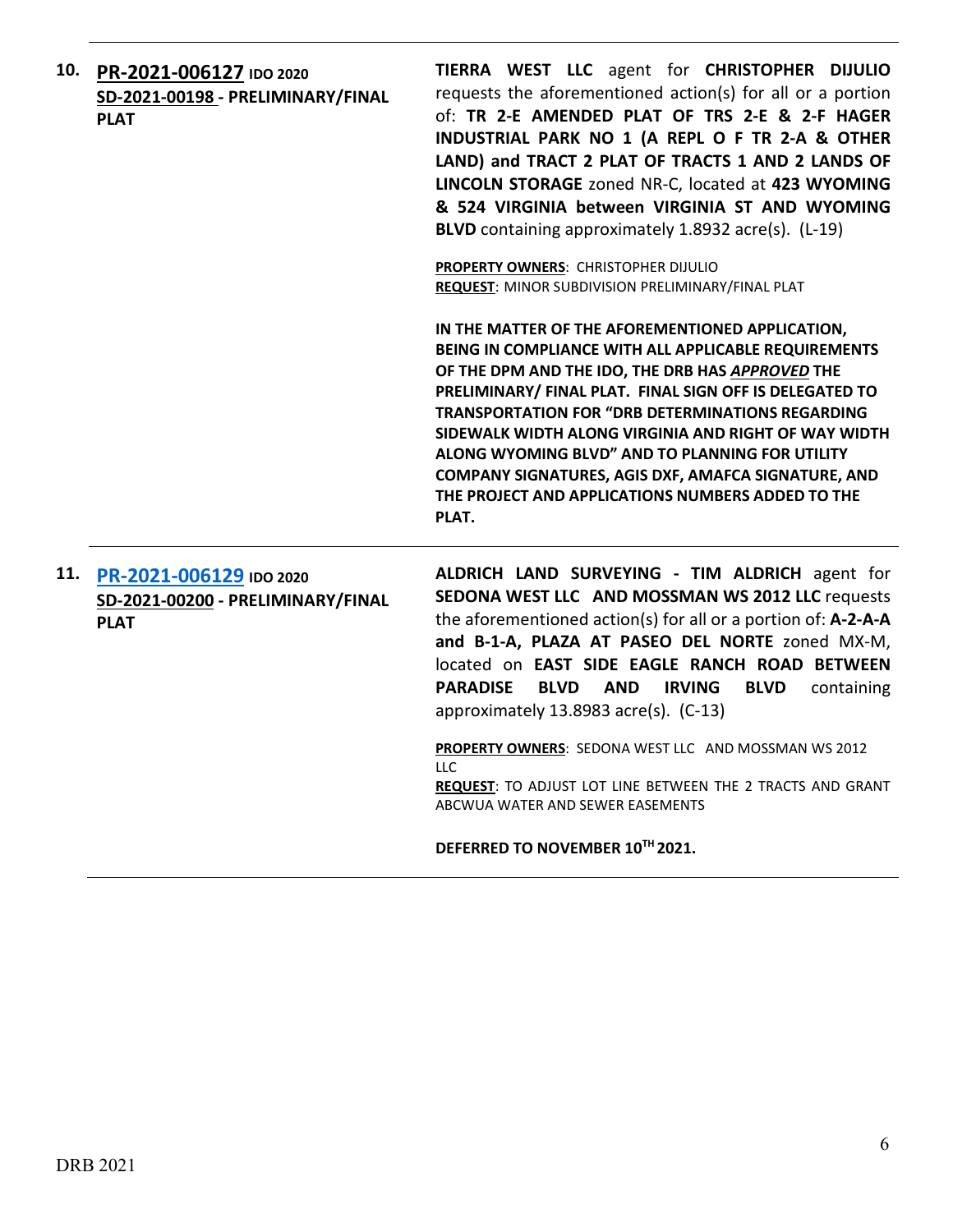**10. PR-2021-006127** **IDO 2020**
**SD-2021-00198 - PRELIMINARY/FINAL PLAT**

**TIERRA WEST LLC** agent for **CHRISTOPHER DIJULIO** requests the aforementioned action(s) for all or a portion of: **TR 2-E AMENDED PLAT OF TRS 2-E & 2-F HAGER INDUSTRIAL PARK NO 1 (A REPL O F TR 2-A & OTHER LAND) and TRACT 2 PLAT OF TRACTS 1 AND 2 LANDS OF LINCOLN STORAGE** zoned NR-C, located at **423 WYOMING & 524 VIRGINIA between VIRGINIA ST AND WYOMING BLVD** containing approximately 1.8932 acre(s). (L-19)

**PROPERTY OWNERS**: CHRISTOPHER DIJULIO
**REQUEST**: MINOR SUBDIVISION PRELIMINARY/FINAL PLAT

**IN THE MATTER OF THE AFOREMENTIONED APPLICATION, BEING IN COMPLIANCE WITH ALL APPLICABLE REQUIREMENTS OF THE DPM AND THE IDO, THE DRB HAS *APPROVED* THE PRELIMINARY/ FINAL PLAT. FINAL SIGN OFF IS DELEGATED TO TRANSPORTATION FOR "DRB DETERMINATIONS REGARDING SIDEWALK WIDTH ALONG VIRGINIA AND RIGHT OF WAY WIDTH ALONG WYOMING BLVD" AND TO PLANNING FOR UTILITY COMPANY SIGNATURES, AGIS DXF, AMAFCA SIGNATURE, AND THE PROJECT AND APPLICATIONS NUMBERS ADDED TO THE PLAT.**

---

**11. PR-2021-006129** **IDO 2020**
**SD-2021-00200 - PRELIMINARY/FINAL PLAT**

**ALDRICH LAND SURVEYING - TIM ALDRICH** agent for **SEDONA WEST LLC AND MOSSMAN WS 2012 LLC** requests the aforementioned action(s) for all or a portion of: **A-2-A-A and B-1-A, PLAZA AT PASEO DEL NORTE** zoned MX-M, located on **EAST SIDE EAGLE RANCH ROAD BETWEEN PARADISE BLVD AND IRVING BLVD** containing approximately 13.8983 acre(s). (C-13)

**PROPERTY OWNERS**: SEDONA WEST LLC AND MOSSMAN WS 2012 LLC
**REQUEST**: TO ADJUST LOT LINE BETWEEN THE 2 TRACTS AND GRANT ABCWUA WATER AND SEWER EASEMENTS

**DEFERRED TO NOVEMBER 10TH 2021.**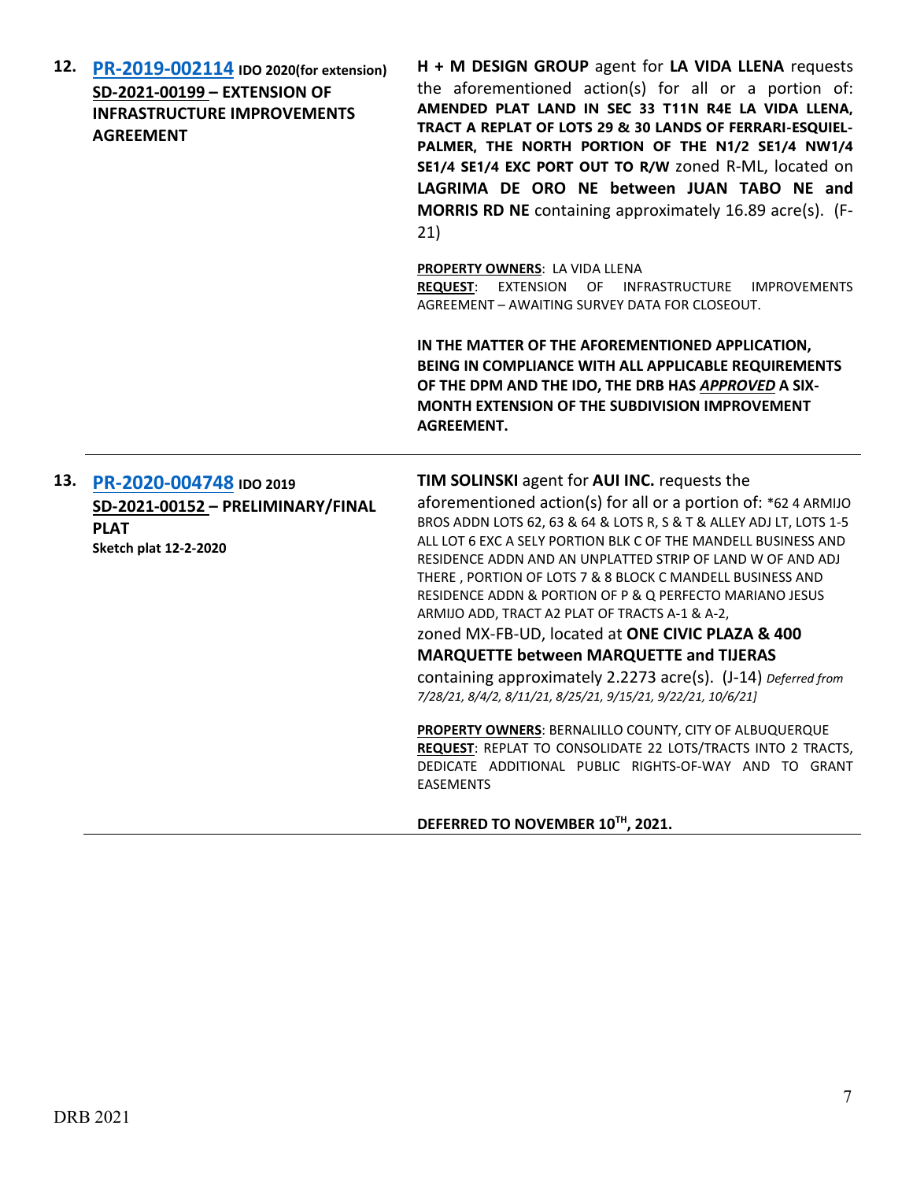**12.** **PR-2019-002114** **IDO 2020(for extension)**
**SD-2021-00199 – EXTENSION OF INFRASTRUCTURE IMPROVEMENTS AGREEMENT**

**H + M DESIGN GROUP** agent for **LA VIDA LLENA** requests the aforementioned action(s) for all or a portion of: **AMENDED PLAT LAND IN SEC 33 T11N R4E LA VIDA LLENA, TRACT A REPLAT OF LOTS 29 & 30 LANDS OF FERRARI-ESQUIEL-PALMER, THE NORTH PORTION OF THE N1/2 SE1/4 NW1/4 SE1/4 SE1/4 EXC PORT OUT TO R/W** zoned R-ML, located on **LAGRIMA DE ORO NE between JUAN TABO NE and MORRIS RD NE** containing approximately 16.89 acre(s). (F-21)

**PROPERTY OWNERS**: LA VIDA LLENA
**REQUEST**: EXTENSION OF INFRASTRUCTURE IMPROVEMENTS AGREEMENT – AWAITING SURVEY DATA FOR CLOSEOUT.

**IN THE MATTER OF THE AFOREMENTIONED APPLICATION, BEING IN COMPLIANCE WITH ALL APPLICABLE REQUIREMENTS OF THE DPM AND THE IDO, THE DRB HAS *APPROVED* A SIX-MONTH EXTENSION OF THE SUBDIVISION IMPROVEMENT AGREEMENT.**

---

**13.** **PR-2020-004748** **IDO 2019**
**SD-2021-00152 – PRELIMINARY/FINAL PLAT**
**Sketch plat 12-2-2020**

**TIM SOLINSKI** agent for **AUI INC.** requests the aforementioned action(s) for all or a portion of: *62 4 ARMIJO BROS ADDN LOTS 62, 63 & 64 & LOTS R, S & T & ALLEY ADJ LT, LOTS 1-5 ALL LOT 6 EXC A SELY PORTION BLK C OF THE MANDELL BUSINESS AND RESIDENCE ADDN AND AN UNPLATTED STRIP OF LAND W OF AND ADJ THERE , PORTION OF LOTS 7 & 8 BLOCK C MANDELL BUSINESS AND RESIDENCE ADDN & PORTION OF P & Q PERFECTO MARIANO JESUS ARMIJO ADD, TRACT A2 PLAT OF TRACTS A-1 & A-2, zoned MX-FB-UD, located at **ONE CIVIC PLAZA & 400 MARQUETTE between MARQUETTE and TIJERAS** containing approximately 2.2273 acre(s). (J-14) *Deferred from 7/28/21, 8/4/2, 8/11/21, 8/25/21, 9/15/21, 9/22/21, 10/6/21]*

**PROPERTY OWNERS**: BERNALILLO COUNTY, CITY OF ALBUQUERQUE
**REQUEST**: REPLAT TO CONSOLIDATE 22 LOTS/TRACTS INTO 2 TRACTS, DEDICATE ADDITIONAL PUBLIC RIGHTS-OF-WAY AND TO GRANT EASEMENTS

**DEFERRED TO NOVEMBER 10TH, 2021.**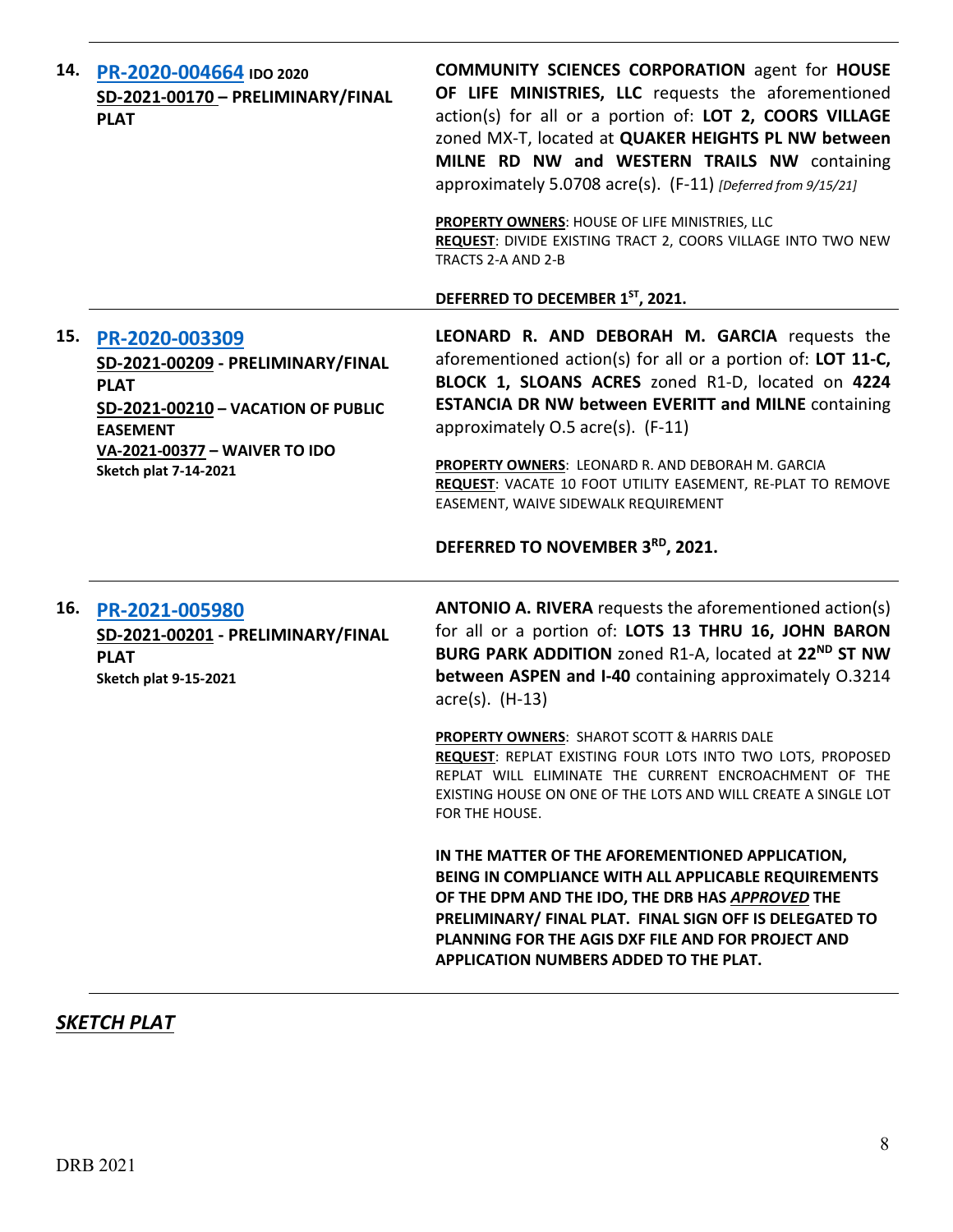| | |
|---|---|
| **14. PR-2020-004664** **IDO 2020**<br>**SD-2021-00170 – PRELIMINARY/FINAL PLAT** | **COMMUNITY SCIENCES CORPORATION** agent for **HOUSE OF LIFE MINISTRIES, LLC** requests the aforementioned action(s) for all or a portion of: **LOT 2, COORS VILLAGE** zoned MX-T, located at **QUAKER HEIGHTS PL NW between MILNE RD NW and WESTERN TRAILS NW** containing approximately 5.0708 acre(s). (F-11) *[Deferred from 9/15/21]*<br><br>**PROPERTY OWNERS**: HOUSE OF LIFE MINISTRIES, LLC<br>**REQUEST**: DIVIDE EXISTING TRACT 2, COORS VILLAGE INTO TWO NEW TRACTS 2-A AND 2-B<br><br>**DEFERRED TO DECEMBER 1ST, 2021.** |
| **15. PR-2020-003309**<br>**SD-2021-00209 - PRELIMINARY/FINAL PLAT**<br>**SD-2021-00210 – VACATION OF PUBLIC EASEMENT**<br>**VA-2021-00377 – WAIVER TO IDO**<br>**Sketch plat 7-14-2021** | **LEONARD R. AND DEBORAH M. GARCIA** requests the aforementioned action(s) for all or a portion of: **LOT 11-C, BLOCK 1, SLOANS ACRES** zoned R1-D, located on **4224 ESTANCIA DR NW between EVERITT and MILNE** containing approximately 0.5 acre(s). (F-11)<br><br>**PROPERTY OWNERS**: LEONARD R. AND DEBORAH M. GARCIA<br>**REQUEST**: VACATE 10 FOOT UTILITY EASEMENT, RE-PLAT TO REMOVE EASEMENT, WAIVE SIDEWALK REQUIREMENT<br><br>**DEFERRED TO NOVEMBER 3RD, 2021.** |
| **16. PR-2021-005980**<br>**SD-2021-00201 - PRELIMINARY/FINAL PLAT**<br>**Sketch plat 9-15-2021** | **ANTONIO A. RIVERA** requests the aforementioned action(s) for all or a portion of: **LOTS 13 THRU 16, JOHN BARON BURG PARK ADDITION** zoned R1-A, located at **22ND ST NW between ASPEN and I-40** containing approximately 0.3214 acre(s). (H-13)<br><br>**PROPERTY OWNERS**: SHAROT SCOTT & HARRIS DALE<br>**REQUEST**: REPLAT EXISTING FOUR LOTS INTO TWO LOTS, PROPOSED REPLAT WILL ELIMINATE THE CURRENT ENCROACHMENT OF THE EXISTING HOUSE ON ONE OF THE LOTS AND WILL CREATE A SINGLE LOT FOR THE HOUSE.<br><br>**IN THE MATTER OF THE AFOREMENTIONED APPLICATION, BEING IN COMPLIANCE WITH ALL APPLICABLE REQUIREMENTS OF THE DPM AND THE IDO, THE DRB HAS *APPROVED* THE PRELIMINARY/ FINAL PLAT. FINAL SIGN OFF IS DELEGATED TO PLANNING FOR THE AGIS DXF FILE AND FOR PROJECT AND APPLICATION NUMBERS ADDED TO THE PLAT.** |

## ***SKETCH PLAT***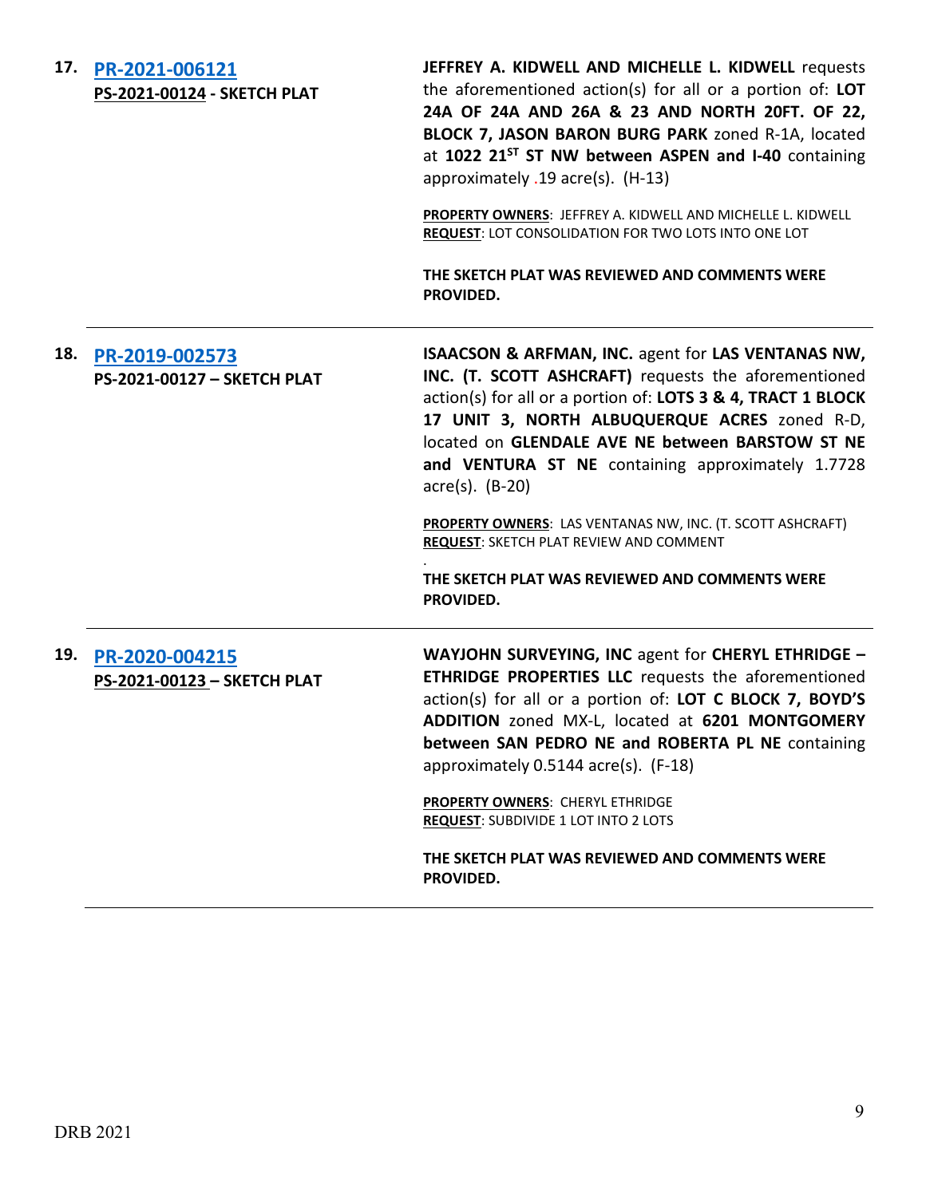| | |
|---|---|
| **17. PR-2021-006121**<br>**PS-2021-00124 - SKETCH PLAT** | **JEFFREY A. KIDWELL AND MICHELLE L. KIDWELL** requests the aforementioned action(s) for all or a portion of: **LOT 24A OF 24A AND 26A & 23 AND NORTH 20FT. OF 22, BLOCK 7, JASON BARON BURG PARK** zoned R-1A, located at **1022 21ST ST NW between ASPEN and I-40** containing approximately .19 acre(s). (H-13)<br><br>**PROPERTY OWNERS**: JEFFREY A. KIDWELL AND MICHELLE L. KIDWELL<br>**REQUEST**: LOT CONSOLIDATION FOR TWO LOTS INTO ONE LOT<br><br>**THE SKETCH PLAT WAS REVIEWED AND COMMENTS WERE PROVIDED.** |
| **18. PR-2019-002573**<br>**PS-2021-00127 – SKETCH PLAT** | **ISAACSON & ARFMAN, INC.** agent for **LAS VENTANAS NW, INC. (T. SCOTT ASHCRAFT)** requests the aforementioned action(s) for all or a portion of: **LOTS 3 & 4, TRACT 1 BLOCK 17 UNIT 3, NORTH ALBUQUERQUE ACRES** zoned R-D, located on **GLENDALE AVE NE between BARSTOW ST NE and VENTURA ST NE** containing approximately 1.7728 acre(s). (B-20)<br><br>**PROPERTY OWNERS**: LAS VENTANAS NW, INC. (T. SCOTT ASHCRAFT)<br>**REQUEST**: SKETCH PLAT REVIEW AND COMMENT<br><br>**THE SKETCH PLAT WAS REVIEWED AND COMMENTS WERE PROVIDED.** |
| **19. PR-2020-004215**<br>**PS-2021-00123 – SKETCH PLAT** | **WAYJOHN SURVEYING, INC** agent for **CHERYL ETHRIDGE – ETHRIDGE PROPERTIES LLC** requests the aforementioned action(s) for all or a portion of: **LOT C BLOCK 7, BOYD'S ADDITION** zoned MX-L, located at **6201 MONTGOMERY between SAN PEDRO NE and ROBERTA PL NE** containing approximately 0.5144 acre(s). (F-18)<br><br>**PROPERTY OWNERS**: CHERYL ETHRIDGE<br>**REQUEST**: SUBDIVIDE 1 LOT INTO 2 LOTS<br><br>**THE SKETCH PLAT WAS REVIEWED AND COMMENTS WERE PROVIDED.** |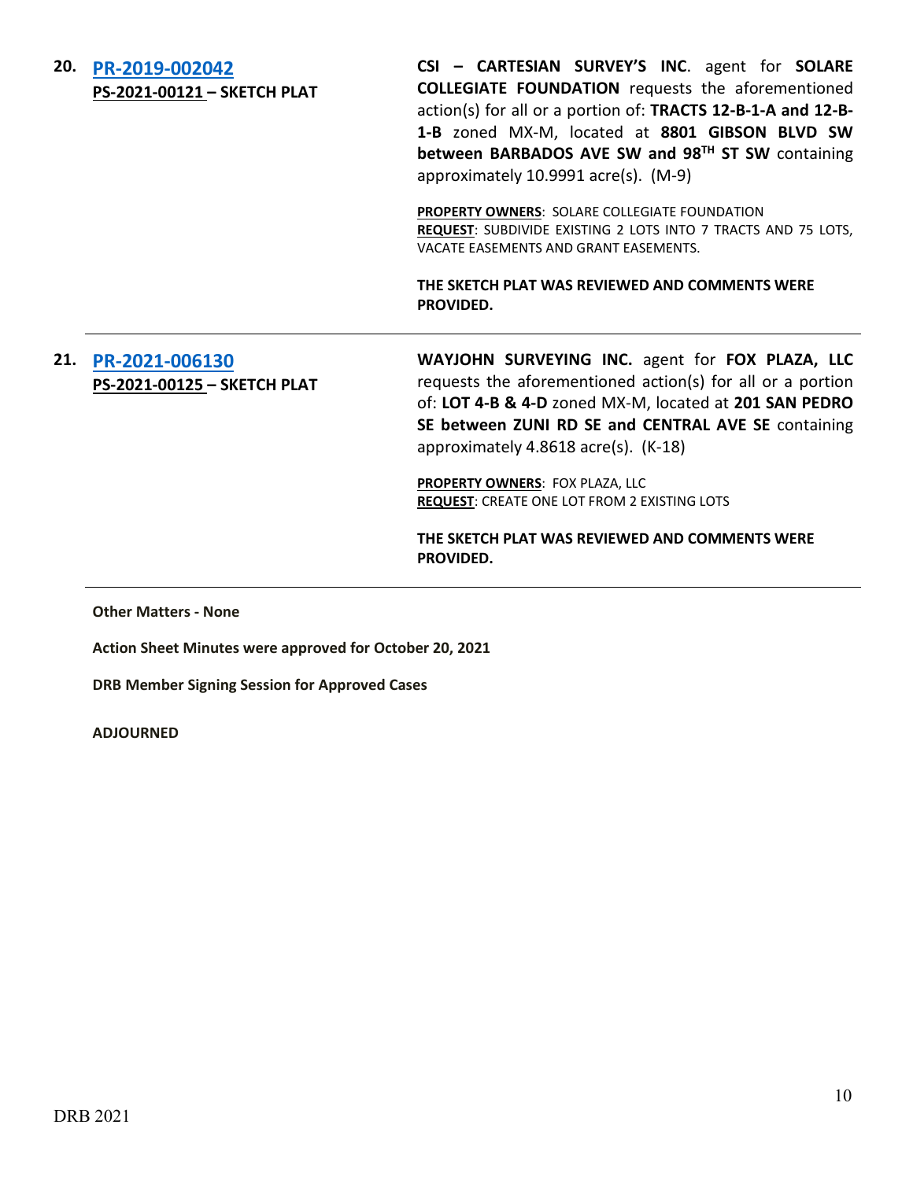**20. PR-2019-002042**
**PS-2021-00121 – SKETCH PLAT**

**CSI – CARTESIAN SURVEY'S INC**. agent for **SOLARE COLLEGIATE FOUNDATION** requests the aforementioned action(s) for all or a portion of: **TRACTS 12-B-1-A and 12-B-1-B** zoned MX-M, located at **8801 GIBSON BLVD SW between BARBADOS AVE SW and 98TH ST SW** containing approximately 10.9991 acre(s). (M-9)

**PROPERTY OWNERS**: SOLARE COLLEGIATE FOUNDATION
**REQUEST**: SUBDIVIDE EXISTING 2 LOTS INTO 7 TRACTS AND 75 LOTS, VACATE EASEMENTS AND GRANT EASEMENTS.

**THE SKETCH PLAT WAS REVIEWED AND COMMENTS WERE PROVIDED.**

---

**21. PR-2021-006130**
**PS-2021-00125 – SKETCH PLAT**

**WAYJOHN SURVEYING INC.** agent for **FOX PLAZA, LLC** requests the aforementioned action(s) for all or a portion of: **LOT 4-B & 4-D** zoned MX-M, located at **201 SAN PEDRO SE between ZUNI RD SE and CENTRAL AVE SE** containing approximately 4.8618 acre(s). (K-18)

**PROPERTY OWNERS**: FOX PLAZA, LLC
**REQUEST**: CREATE ONE LOT FROM 2 EXISTING LOTS

**THE SKETCH PLAT WAS REVIEWED AND COMMENTS WERE PROVIDED.**

---

**Other Matters - None**

**Action Sheet Minutes were approved for October 20, 2021**

**DRB Member Signing Session for Approved Cases**

**ADJOURNED**